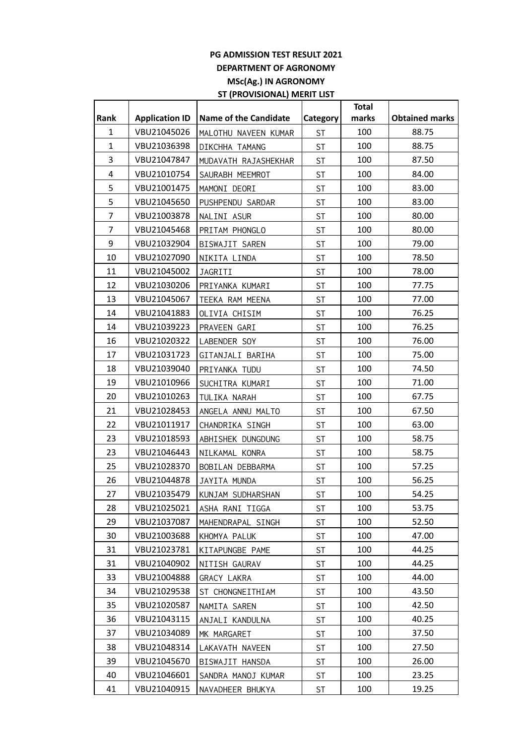**PG ADMISSION TEST RESULT 2021**

**DEPARTMENT OF AGRONOMY**

**MSc(Ag.) IN AGRONOMY**

**ST (PROVISIONAL) MERIT LIST**

| Rank | Application ID | Name of the Candidate | Category | Total marks | Obtained marks |
|---|---|---|---|---|---|
| 1 | VBU21045026 | MALOTHU NAVEEN KUMAR | ST | 100 | 88.75 |
| 1 | VBU21036398 | DIKCHHA TAMANG | ST | 100 | 88.75 |
| 3 | VBU21047847 | MUDAVATH RAJASHEKHAR | ST | 100 | 87.50 |
| 4 | VBU21010754 | SAURABH MEEMROT | ST | 100 | 84.00 |
| 5 | VBU21001475 | MAMONI DEORI | ST | 100 | 83.00 |
| 5 | VBU21045650 | PUSHPENDU SARDAR | ST | 100 | 83.00 |
| 7 | VBU21003878 | NALINI ASUR | ST | 100 | 80.00 |
| 7 | VBU21045468 | PRITAM PHONGLO | ST | 100 | 80.00 |
| 9 | VBU21032904 | BISWAJIT SAREN | ST | 100 | 79.00 |
| 10 | VBU21027090 | NIKITA LINDA | ST | 100 | 78.50 |
| 11 | VBU21045002 | JAGRITI | ST | 100 | 78.00 |
| 12 | VBU21030206 | PRIYANKA KUMARI | ST | 100 | 77.75 |
| 13 | VBU21045067 | TEEKA RAM MEENA | ST | 100 | 77.00 |
| 14 | VBU21041883 | OLIVIA CHISIM | ST | 100 | 76.25 |
| 14 | VBU21039223 | PRAVEEN GARI | ST | 100 | 76.25 |
| 16 | VBU21020322 | LABENDER SOY | ST | 100 | 76.00 |
| 17 | VBU21031723 | GITANJALI BARIHA | ST | 100 | 75.00 |
| 18 | VBU21039040 | PRIYANKA TUDU | ST | 100 | 74.50 |
| 19 | VBU21010966 | SUCHITRA KUMARI | ST | 100 | 71.00 |
| 20 | VBU21010263 | TULIKA NARAH | ST | 100 | 67.75 |
| 21 | VBU21028453 | ANGELA ANNU MALTO | ST | 100 | 67.50 |
| 22 | VBU21011917 | CHANDRIKA SINGH | ST | 100 | 63.00 |
| 23 | VBU21018593 | ABHISHEK DUNGDUNG | ST | 100 | 58.75 |
| 23 | VBU21046443 | NILKAMAL KONRA | ST | 100 | 58.75 |
| 25 | VBU21028370 | BOBILAN DEBBARMA | ST | 100 | 57.25 |
| 26 | VBU21044878 | JAYITA MUNDA | ST | 100 | 56.25 |
| 27 | VBU21035479 | KUNJAM SUDHARSHAN | ST | 100 | 54.25 |
| 28 | VBU21025021 | ASHA RANI TIGGA | ST | 100 | 53.75 |
| 29 | VBU21037087 | MAHENDRAPAL SINGH | ST | 100 | 52.50 |
| 30 | VBU21003688 | KHOMYA PALUK | ST | 100 | 47.00 |
| 31 | VBU21023781 | KITAPUNGBE PAME | ST | 100 | 44.25 |
| 31 | VBU21040902 | NITISH GAURAV | ST | 100 | 44.25 |
| 33 | VBU21004888 | GRACY LAKRA | ST | 100 | 44.00 |
| 34 | VBU21029538 | ST CHONGNEITHIAM | ST | 100 | 43.50 |
| 35 | VBU21020587 | NAMITA SAREN | ST | 100 | 42.50 |
| 36 | VBU21043115 | ANJALI KANDULNA | ST | 100 | 40.25 |
| 37 | VBU21034089 | MK MARGARET | ST | 100 | 37.50 |
| 38 | VBU21048314 | LAKAVATH NAVEEN | ST | 100 | 27.50 |
| 39 | VBU21045670 | BISWAJIT HANSDA | ST | 100 | 26.00 |
| 40 | VBU21046601 | SANDRA MANOJ KUMAR | ST | 100 | 23.25 |
| 41 | VBU21040915 | NAVADHEER BHUKYA | ST | 100 | 19.25 |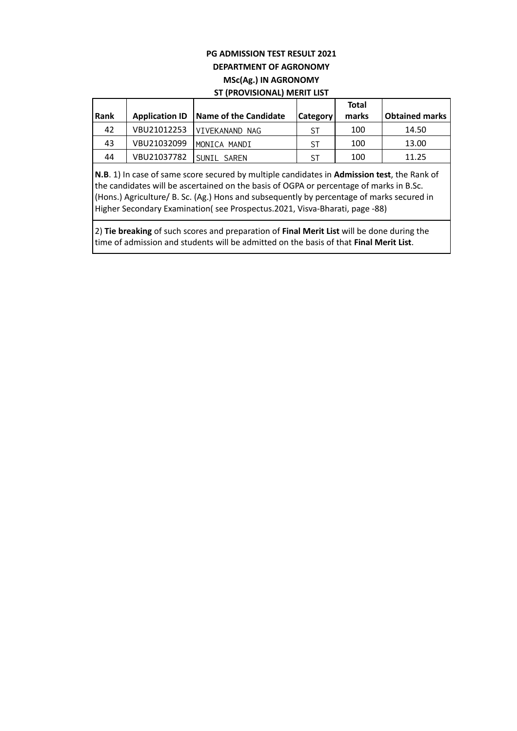**PG ADMISSION TEST RESULT 2021**

**DEPARTMENT OF AGRONOMY**

**MSc(Ag.) IN AGRONOMY**

**ST (PROVISIONAL) MERIT LIST**

| Rank | Application ID | Name of the Candidate | Category | Total marks | Obtained marks |
|---|---|---|---|---|---|
| 42 | VBU21012253 | VIVEKANAND NAG | ST | 100 | 14.50 |
| 43 | VBU21032099 | MONICA MANDI | ST | 100 | 13.00 |
| 44 | VBU21037782 | SUNIL SAREN | ST | 100 | 11.25 |

**N.B**. 1) In case of same score secured by multiple candidates in **Admission test**, the Rank of the candidates will be ascertained on the basis of OGPA or percentage of marks in B.Sc. (Hons.) Agriculture/ B. Sc. (Ag.) Hons and subsequently by percentage of marks secured in Higher Secondary Examination( see Prospectus.2021, Visva-Bharati, page -88)

2) **Tie breaking** of such scores and preparation of **Final Merit List** will be done during the time of admission and students will be admitted on the basis of that **Final Merit List**.